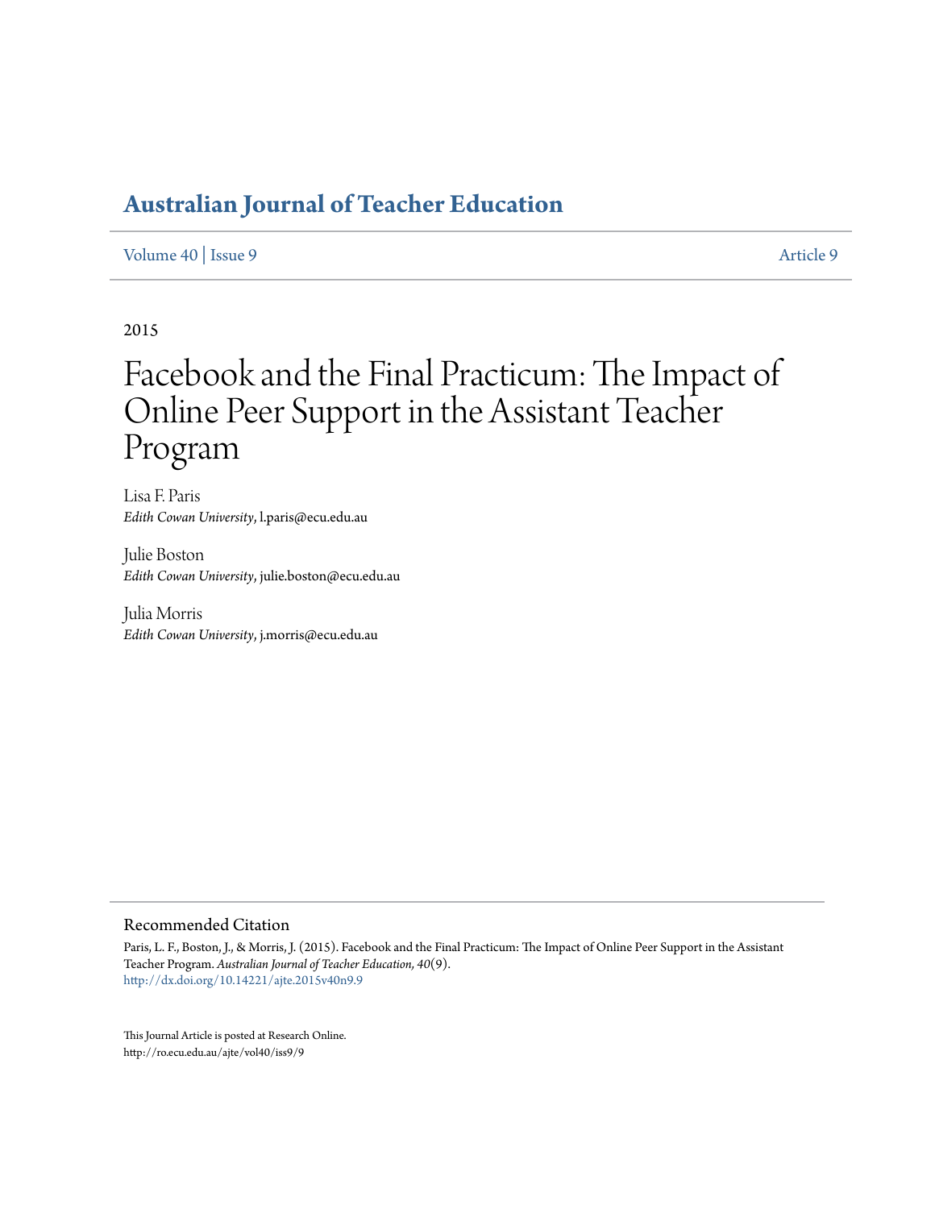# Australian Journal of Teacher Education

Volume 40 | Issue 9 Article 9

2015

# Facebook and the Final Practicum: The Impact of Online Peer Support in the Assistant Teacher Program

Lisa F. Paris
*Edith Cowan University*, l.paris@ecu.edu.au

Julie Boston
*Edith Cowan University*, julie.boston@ecu.edu.au

Julia Morris
*Edith Cowan University*, j.morris@ecu.edu.au

## Recommended Citation

Paris, L. F., Boston, J., & Morris, J. (2015). Facebook and the Final Practicum: The Impact of Online Peer Support in the Assistant Teacher Program. *Australian Journal of Teacher Education, 40*(9).
http://dx.doi.org/10.14221/ajte.2015v40n9.9

This Journal Article is posted at Research Online.
http://ro.ecu.edu.au/ajte/vol40/iss9/9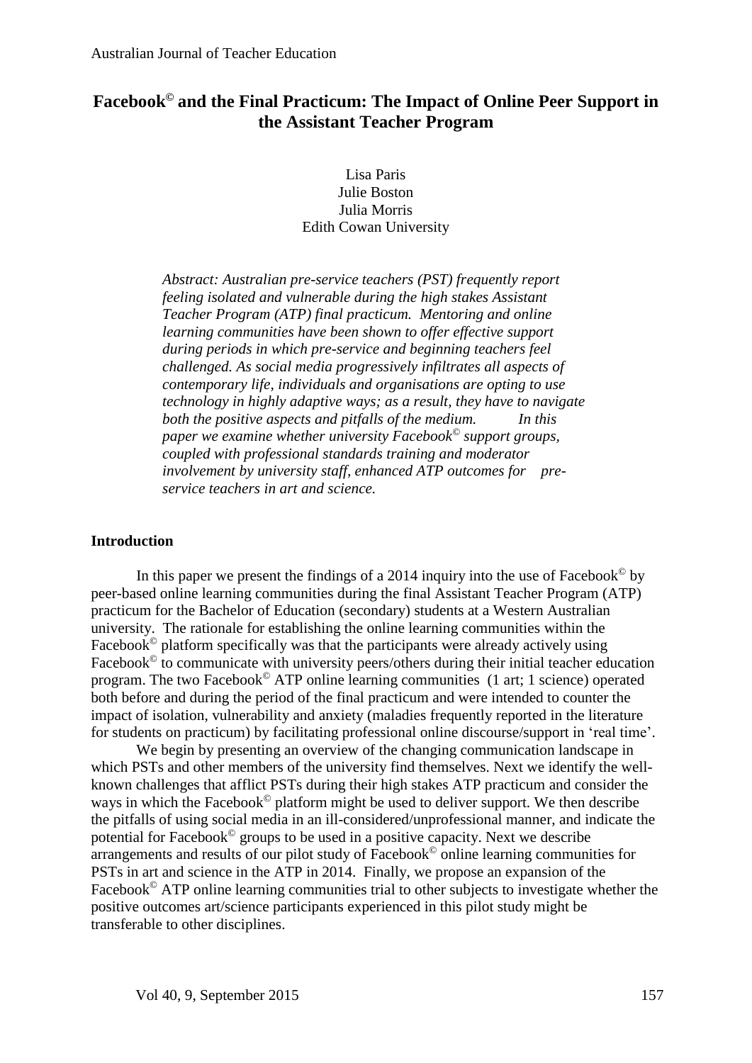# Facebook© and the Final Practicum: The Impact of Online Peer Support in the Assistant Teacher Program

Lisa Paris
Julie Boston
Julia Morris
Edith Cowan University

*Abstract: Australian pre-service teachers (PST) frequently report feeling isolated and vulnerable during the high stakes Assistant Teacher Program (ATP) final practicum. Mentoring and online learning communities have been shown to offer effective support during periods in which pre-service and beginning teachers feel challenged. As social media progressively infiltrates all aspects of contemporary life, individuals and organisations are opting to use technology in highly adaptive ways; as a result, they have to navigate both the positive aspects and pitfalls of the medium. In this paper we examine whether university Facebook© support groups, coupled with professional standards training and moderator involvement by university staff, enhanced ATP outcomes for pre-service teachers in art and science.*

## Introduction

In this paper we present the findings of a 2014 inquiry into the use of Facebook© by peer-based online learning communities during the final Assistant Teacher Program (ATP) practicum for the Bachelor of Education (secondary) students at a Western Australian university. The rationale for establishing the online learning communities within the Facebook© platform specifically was that the participants were already actively using Facebook© to communicate with university peers/others during their initial teacher education program. The two Facebook© ATP online learning communities (1 art; 1 science) operated both before and during the period of the final practicum and were intended to counter the impact of isolation, vulnerability and anxiety (maladies frequently reported in the literature for students on practicum) by facilitating professional online discourse/support in 'real time'.

We begin by presenting an overview of the changing communication landscape in which PSTs and other members of the university find themselves. Next we identify the well-known challenges that afflict PSTs during their high stakes ATP practicum and consider the ways in which the Facebook© platform might be used to deliver support. We then describe the pitfalls of using social media in an ill-considered/unprofessional manner, and indicate the potential for Facebook© groups to be used in a positive capacity. Next we describe arrangements and results of our pilot study of Facebook© online learning communities for PSTs in art and science in the ATP in 2014. Finally, we propose an expansion of the Facebook© ATP online learning communities trial to other subjects to investigate whether the positive outcomes art/science participants experienced in this pilot study might be transferable to other disciplines.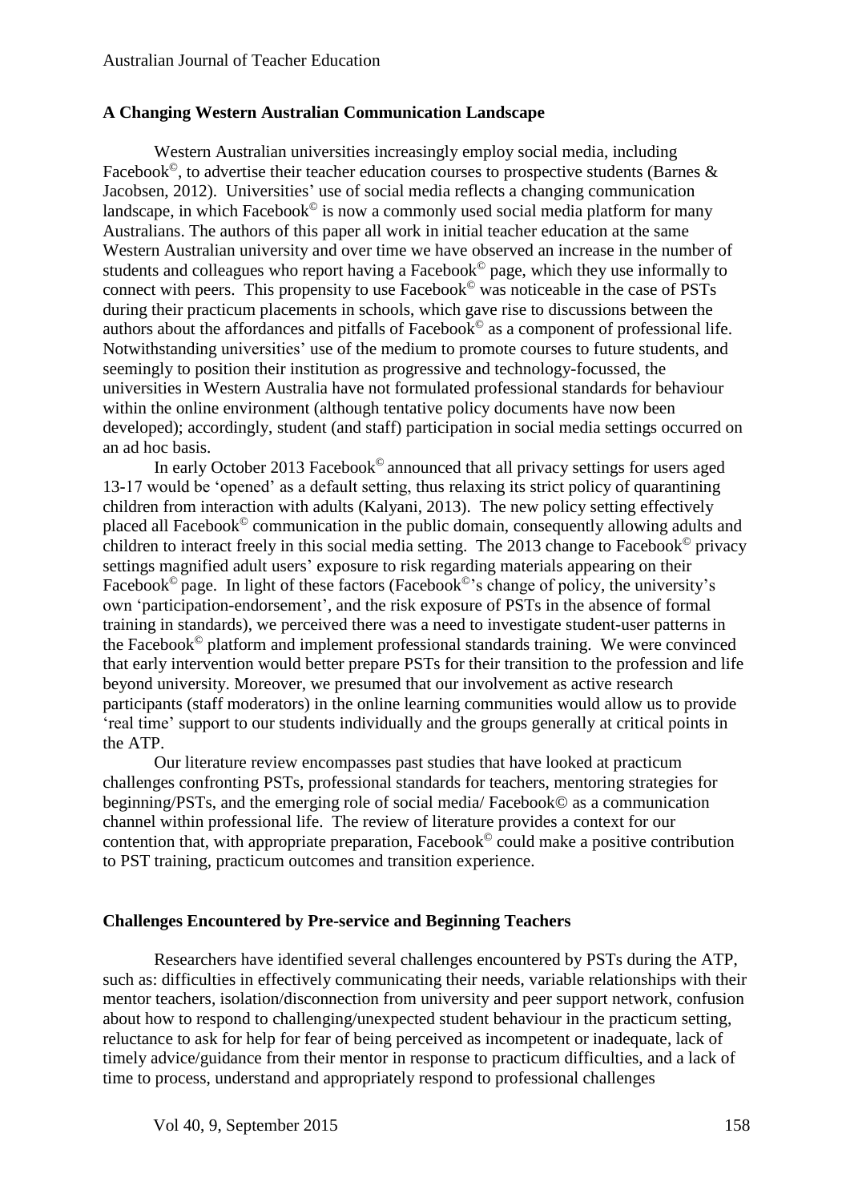### A Changing Western Australian Communication Landscape

Western Australian universities increasingly employ social media, including Facebook©, to advertise their teacher education courses to prospective students (Barnes & Jacobsen, 2012). Universities' use of social media reflects a changing communication landscape, in which Facebook© is now a commonly used social media platform for many Australians. The authors of this paper all work in initial teacher education at the same Western Australian university and over time we have observed an increase in the number of students and colleagues who report having a Facebook© page, which they use informally to connect with peers. This propensity to use Facebook© was noticeable in the case of PSTs during their practicum placements in schools, which gave rise to discussions between the authors about the affordances and pitfalls of Facebook© as a component of professional life. Notwithstanding universities' use of the medium to promote courses to future students, and seemingly to position their institution as progressive and technology-focussed, the universities in Western Australia have not formulated professional standards for behaviour within the online environment (although tentative policy documents have now been developed); accordingly, student (and staff) participation in social media settings occurred on an ad hoc basis.

In early October 2013 Facebook© announced that all privacy settings for users aged 13-17 would be 'opened' as a default setting, thus relaxing its strict policy of quarantining children from interaction with adults (Kalyani, 2013). The new policy setting effectively placed all Facebook© communication in the public domain, consequently allowing adults and children to interact freely in this social media setting. The 2013 change to Facebook© privacy settings magnified adult users' exposure to risk regarding materials appearing on their Facebook© page. In light of these factors (Facebook©'s change of policy, the university's own 'participation-endorsement', and the risk exposure of PSTs in the absence of formal training in standards), we perceived there was a need to investigate student-user patterns in the Facebook© platform and implement professional standards training. We were convinced that early intervention would better prepare PSTs for their transition to the profession and life beyond university. Moreover, we presumed that our involvement as active research participants (staff moderators) in the online learning communities would allow us to provide 'real time' support to our students individually and the groups generally at critical points in the ATP.

Our literature review encompasses past studies that have looked at practicum challenges confronting PSTs, professional standards for teachers, mentoring strategies for beginning/PSTs, and the emerging role of social media/ Facebook© as a communication channel within professional life. The review of literature provides a context for our contention that, with appropriate preparation, Facebook© could make a positive contribution to PST training, practicum outcomes and transition experience.

### Challenges Encountered by Pre-service and Beginning Teachers

Researchers have identified several challenges encountered by PSTs during the ATP, such as: difficulties in effectively communicating their needs, variable relationships with their mentor teachers, isolation/disconnection from university and peer support network, confusion about how to respond to challenging/unexpected student behaviour in the practicum setting, reluctance to ask for help for fear of being perceived as incompetent or inadequate, lack of timely advice/guidance from their mentor in response to practicum difficulties, and a lack of time to process, understand and appropriately respond to professional challenges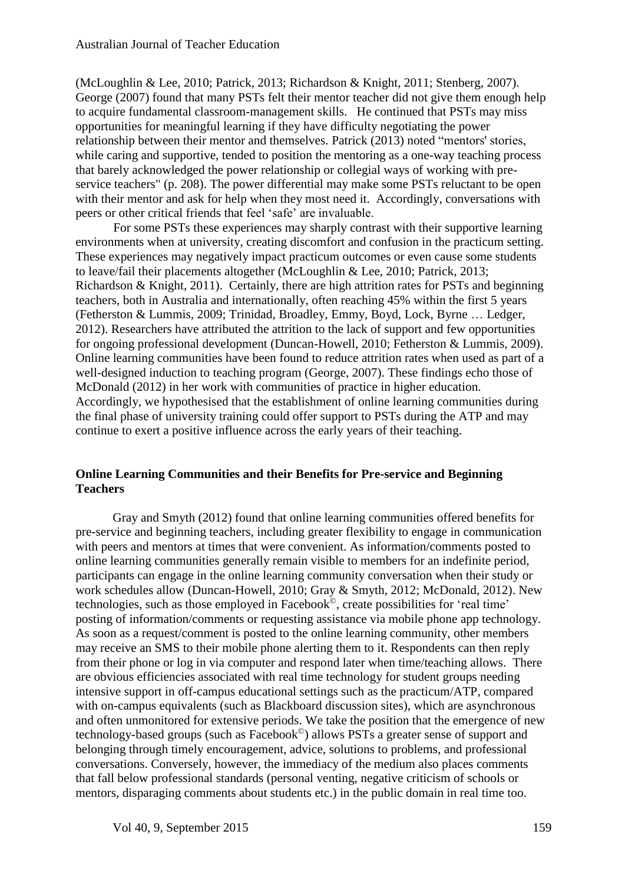(McLoughlin & Lee, 2010; Patrick, 2013; Richardson & Knight, 2011; Stenberg, 2007). George (2007) found that many PSTs felt their mentor teacher did not give them enough help to acquire fundamental classroom-management skills. He continued that PSTs may miss opportunities for meaningful learning if they have difficulty negotiating the power relationship between their mentor and themselves. Patrick (2013) noted "mentors' stories, while caring and supportive, tended to position the mentoring as a one-way teaching process that barely acknowledged the power relationship or collegial ways of working with pre-service teachers" (p. 208). The power differential may make some PSTs reluctant to be open with their mentor and ask for help when they most need it. Accordingly, conversations with peers or other critical friends that feel 'safe' are invaluable.

For some PSTs these experiences may sharply contrast with their supportive learning environments when at university, creating discomfort and confusion in the practicum setting. These experiences may negatively impact practicum outcomes or even cause some students to leave/fail their placements altogether (McLoughlin & Lee, 2010; Patrick, 2013; Richardson & Knight, 2011). Certainly, there are high attrition rates for PSTs and beginning teachers, both in Australia and internationally, often reaching 45% within the first 5 years (Fetherston & Lummis, 2009; Trinidad, Broadley, Emmy, Boyd, Lock, Byrne … Ledger, 2012). Researchers have attributed the attrition to the lack of support and few opportunities for ongoing professional development (Duncan-Howell, 2010; Fetherston & Lummis, 2009). Online learning communities have been found to reduce attrition rates when used as part of a well-designed induction to teaching program (George, 2007). These findings echo those of McDonald (2012) in her work with communities of practice in higher education. Accordingly, we hypothesised that the establishment of online learning communities during the final phase of university training could offer support to PSTs during the ATP and may continue to exert a positive influence across the early years of their teaching.

## Online Learning Communities and their Benefits for Pre-service and Beginning Teachers

Gray and Smyth (2012) found that online learning communities offered benefits for pre-service and beginning teachers, including greater flexibility to engage in communication with peers and mentors at times that were convenient. As information/comments posted to online learning communities generally remain visible to members for an indefinite period, participants can engage in the online learning community conversation when their study or work schedules allow (Duncan-Howell, 2010; Gray & Smyth, 2012; McDonald, 2012). New technologies, such as those employed in Facebook©, create possibilities for 'real time' posting of information/comments or requesting assistance via mobile phone app technology. As soon as a request/comment is posted to the online learning community, other members may receive an SMS to their mobile phone alerting them to it. Respondents can then reply from their phone or log in via computer and respond later when time/teaching allows. There are obvious efficiencies associated with real time technology for student groups needing intensive support in off-campus educational settings such as the practicum/ATP, compared with on-campus equivalents (such as Blackboard discussion sites), which are asynchronous and often unmonitored for extensive periods. We take the position that the emergence of new technology-based groups (such as Facebook©) allows PSTs a greater sense of support and belonging through timely encouragement, advice, solutions to problems, and professional conversations. Conversely, however, the immediacy of the medium also places comments that fall below professional standards (personal venting, negative criticism of schools or mentors, disparaging comments about students etc.) in the public domain in real time too.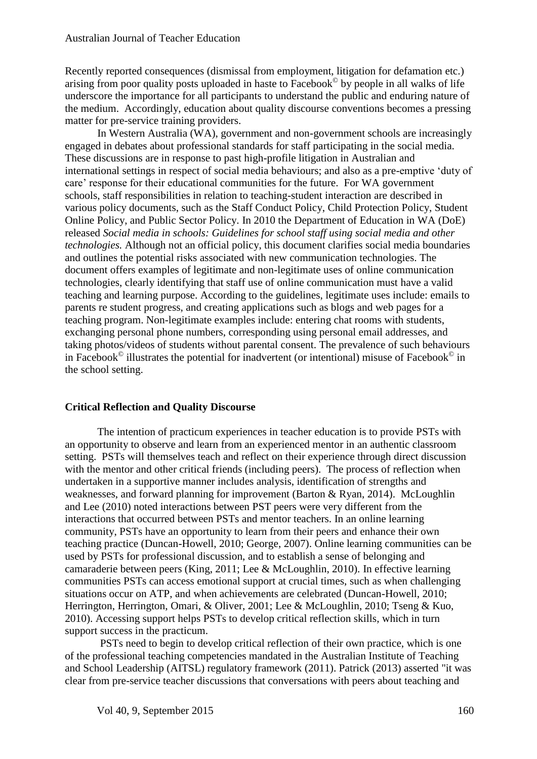Recently reported consequences (dismissal from employment, litigation for defamation etc.) arising from poor quality posts uploaded in haste to Facebook© by people in all walks of life underscore the importance for all participants to understand the public and enduring nature of the medium. Accordingly, education about quality discourse conventions becomes a pressing matter for pre-service training providers.

In Western Australia (WA), government and non-government schools are increasingly engaged in debates about professional standards for staff participating in the social media. These discussions are in response to past high-profile litigation in Australian and international settings in respect of social media behaviours; and also as a pre-emptive 'duty of care' response for their educational communities for the future. For WA government schools, staff responsibilities in relation to teaching-student interaction are described in various policy documents, such as the Staff Conduct Policy, Child Protection Policy, Student Online Policy, and Public Sector Policy. In 2010 the Department of Education in WA (DoE) released *Social media in schools: Guidelines for school staff using social media and other technologies.* Although not an official policy, this document clarifies social media boundaries and outlines the potential risks associated with new communication technologies. The document offers examples of legitimate and non-legitimate uses of online communication technologies, clearly identifying that staff use of online communication must have a valid teaching and learning purpose. According to the guidelines, legitimate uses include: emails to parents re student progress, and creating applications such as blogs and web pages for a teaching program. Non-legitimate examples include: entering chat rooms with students, exchanging personal phone numbers, corresponding using personal email addresses, and taking photos/videos of students without parental consent. The prevalence of such behaviours in Facebook© illustrates the potential for inadvertent (or intentional) misuse of Facebook© in the school setting.

## Critical Reflection and Quality Discourse

The intention of practicum experiences in teacher education is to provide PSTs with an opportunity to observe and learn from an experienced mentor in an authentic classroom setting. PSTs will themselves teach and reflect on their experience through direct discussion with the mentor and other critical friends (including peers). The process of reflection when undertaken in a supportive manner includes analysis, identification of strengths and weaknesses, and forward planning for improvement (Barton & Ryan, 2014). McLoughlin and Lee (2010) noted interactions between PST peers were very different from the interactions that occurred between PSTs and mentor teachers. In an online learning community, PSTs have an opportunity to learn from their peers and enhance their own teaching practice (Duncan-Howell, 2010; George, 2007). Online learning communities can be used by PSTs for professional discussion, and to establish a sense of belonging and camaraderie between peers (King, 2011; Lee & McLoughlin, 2010). In effective learning communities PSTs can access emotional support at crucial times, such as when challenging situations occur on ATP, and when achievements are celebrated (Duncan-Howell, 2010; Herrington, Herrington, Omari, & Oliver, 2001; Lee & McLoughlin, 2010; Tseng & Kuo, 2010). Accessing support helps PSTs to develop critical reflection skills, which in turn support success in the practicum.

PSTs need to begin to develop critical reflection of their own practice, which is one of the professional teaching competencies mandated in the Australian Institute of Teaching and School Leadership (AITSL) regulatory framework (2011). Patrick (2013) asserted "it was clear from pre-service teacher discussions that conversations with peers about teaching and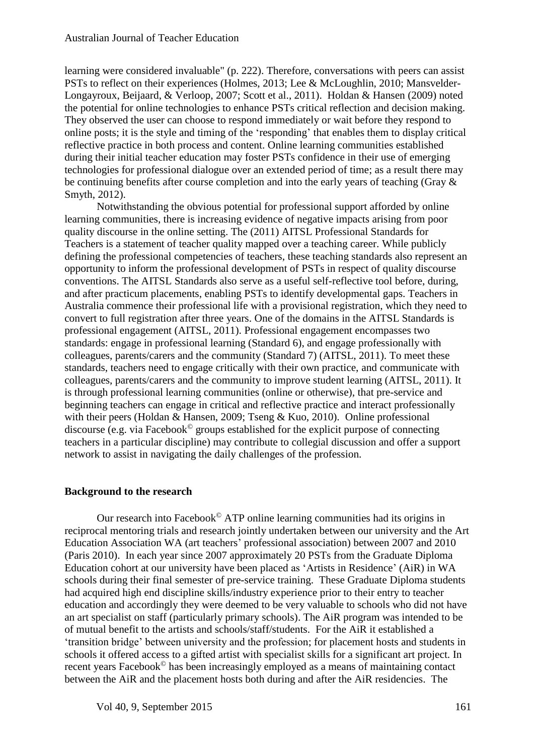learning were considered invaluable" (p. 222). Therefore, conversations with peers can assist PSTs to reflect on their experiences (Holmes, 2013; Lee & McLoughlin, 2010; Mansvelder-Longayroux, Beijaard, & Verloop, 2007; Scott et al., 2011). Holdan & Hansen (2009) noted the potential for online technologies to enhance PSTs critical reflection and decision making. They observed the user can choose to respond immediately or wait before they respond to online posts; it is the style and timing of the 'responding' that enables them to display critical reflective practice in both process and content. Online learning communities established during their initial teacher education may foster PSTs confidence in their use of emerging technologies for professional dialogue over an extended period of time; as a result there may be continuing benefits after course completion and into the early years of teaching (Gray & Smyth, 2012).

Notwithstanding the obvious potential for professional support afforded by online learning communities, there is increasing evidence of negative impacts arising from poor quality discourse in the online setting. The (2011) AITSL Professional Standards for Teachers is a statement of teacher quality mapped over a teaching career. While publicly defining the professional competencies of teachers, these teaching standards also represent an opportunity to inform the professional development of PSTs in respect of quality discourse conventions. The AITSL Standards also serve as a useful self-reflective tool before, during, and after practicum placements, enabling PSTs to identify developmental gaps. Teachers in Australia commence their professional life with a provisional registration, which they need to convert to full registration after three years. One of the domains in the AITSL Standards is professional engagement (AITSL, 2011). Professional engagement encompasses two standards: engage in professional learning (Standard 6), and engage professionally with colleagues, parents/carers and the community (Standard 7) (AITSL, 2011). To meet these standards, teachers need to engage critically with their own practice, and communicate with colleagues, parents/carers and the community to improve student learning (AITSL, 2011). It is through professional learning communities (online or otherwise), that pre-service and beginning teachers can engage in critical and reflective practice and interact professionally with their peers (Holdan & Hansen, 2009; Tseng & Kuo, 2010). Online professional discourse (e.g. via Facebook© groups established for the explicit purpose of connecting teachers in a particular discipline) may contribute to collegial discussion and offer a support network to assist in navigating the daily challenges of the profession.

## Background to the research

Our research into Facebook© ATP online learning communities had its origins in reciprocal mentoring trials and research jointly undertaken between our university and the Art Education Association WA (art teachers' professional association) between 2007 and 2010 (Paris 2010). In each year since 2007 approximately 20 PSTs from the Graduate Diploma Education cohort at our university have been placed as 'Artists in Residence' (AiR) in WA schools during their final semester of pre-service training. These Graduate Diploma students had acquired high end discipline skills/industry experience prior to their entry to teacher education and accordingly they were deemed to be very valuable to schools who did not have an art specialist on staff (particularly primary schools). The AiR program was intended to be of mutual benefit to the artists and schools/staff/students. For the AiR it established a 'transition bridge' between university and the profession; for placement hosts and students in schools it offered access to a gifted artist with specialist skills for a significant art project. In recent years Facebook© has been increasingly employed as a means of maintaining contact between the AiR and the placement hosts both during and after the AiR residencies. The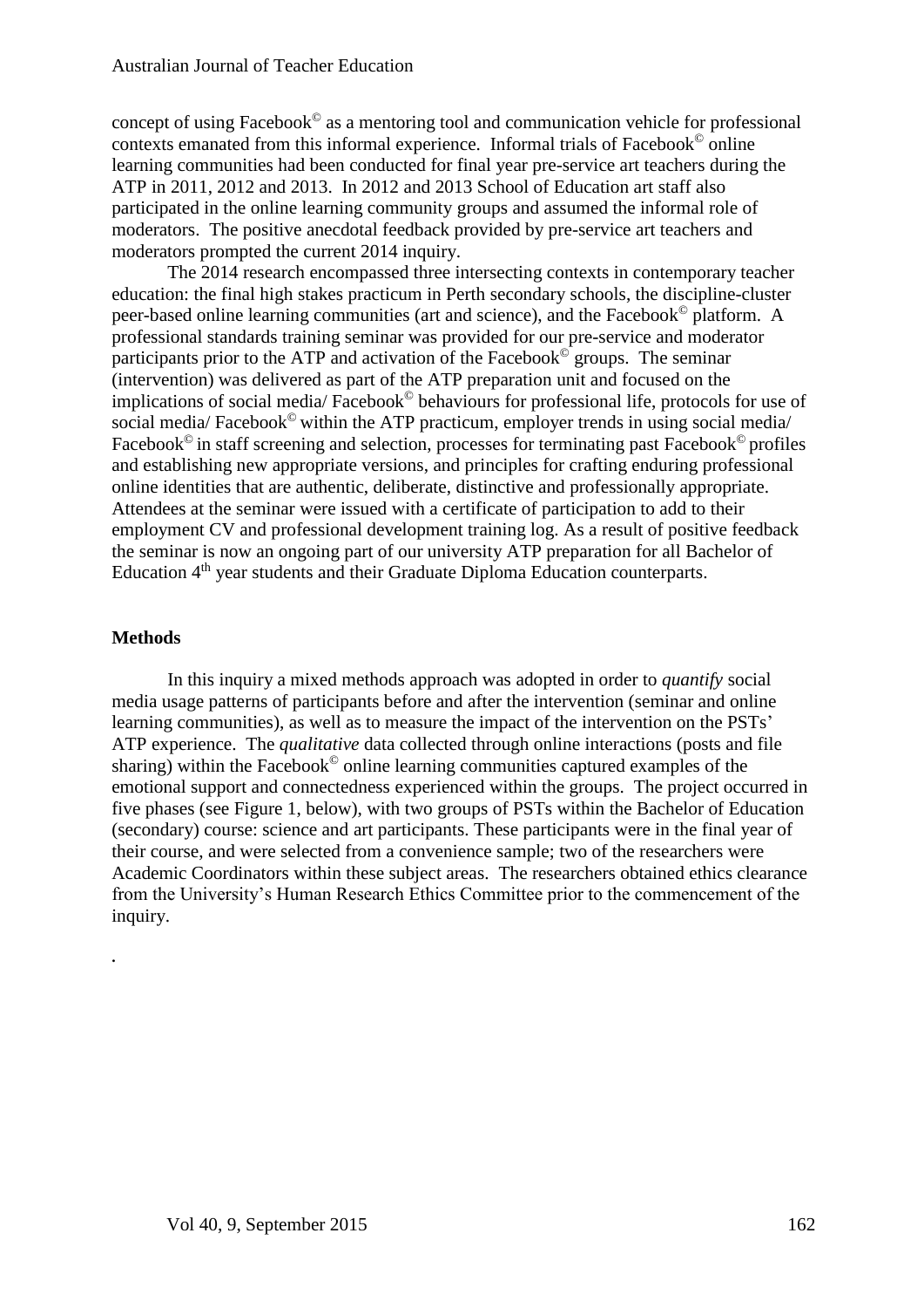concept of using Facebook© as a mentoring tool and communication vehicle for professional contexts emanated from this informal experience. Informal trials of Facebook© online learning communities had been conducted for final year pre-service art teachers during the ATP in 2011, 2012 and 2013. In 2012 and 2013 School of Education art staff also participated in the online learning community groups and assumed the informal role of moderators. The positive anecdotal feedback provided by pre-service art teachers and moderators prompted the current 2014 inquiry.

The 2014 research encompassed three intersecting contexts in contemporary teacher education: the final high stakes practicum in Perth secondary schools, the discipline-cluster peer-based online learning communities (art and science), and the Facebook© platform. A professional standards training seminar was provided for our pre-service and moderator participants prior to the ATP and activation of the Facebook© groups. The seminar (intervention) was delivered as part of the ATP preparation unit and focused on the implications of social media/ Facebook© behaviours for professional life, protocols for use of social media/ Facebook© within the ATP practicum, employer trends in using social media/ Facebook© in staff screening and selection, processes for terminating past Facebook© profiles and establishing new appropriate versions, and principles for crafting enduring professional online identities that are authentic, deliberate, distinctive and professionally appropriate. Attendees at the seminar were issued with a certificate of participation to add to their employment CV and professional development training log. As a result of positive feedback the seminar is now an ongoing part of our university ATP preparation for all Bachelor of Education 4th year students and their Graduate Diploma Education counterparts.

## Methods

In this inquiry a mixed methods approach was adopted in order to *quantify* social media usage patterns of participants before and after the intervention (seminar and online learning communities), as well as to measure the impact of the intervention on the PSTs' ATP experience. The *qualitative* data collected through online interactions (posts and file sharing) within the Facebook© online learning communities captured examples of the emotional support and connectedness experienced within the groups. The project occurred in five phases (see Figure 1, below), with two groups of PSTs within the Bachelor of Education (secondary) course: science and art participants. These participants were in the final year of their course, and were selected from a convenience sample; two of the researchers were Academic Coordinators within these subject areas. The researchers obtained ethics clearance from the University's Human Research Ethics Committee prior to the commencement of the inquiry.

.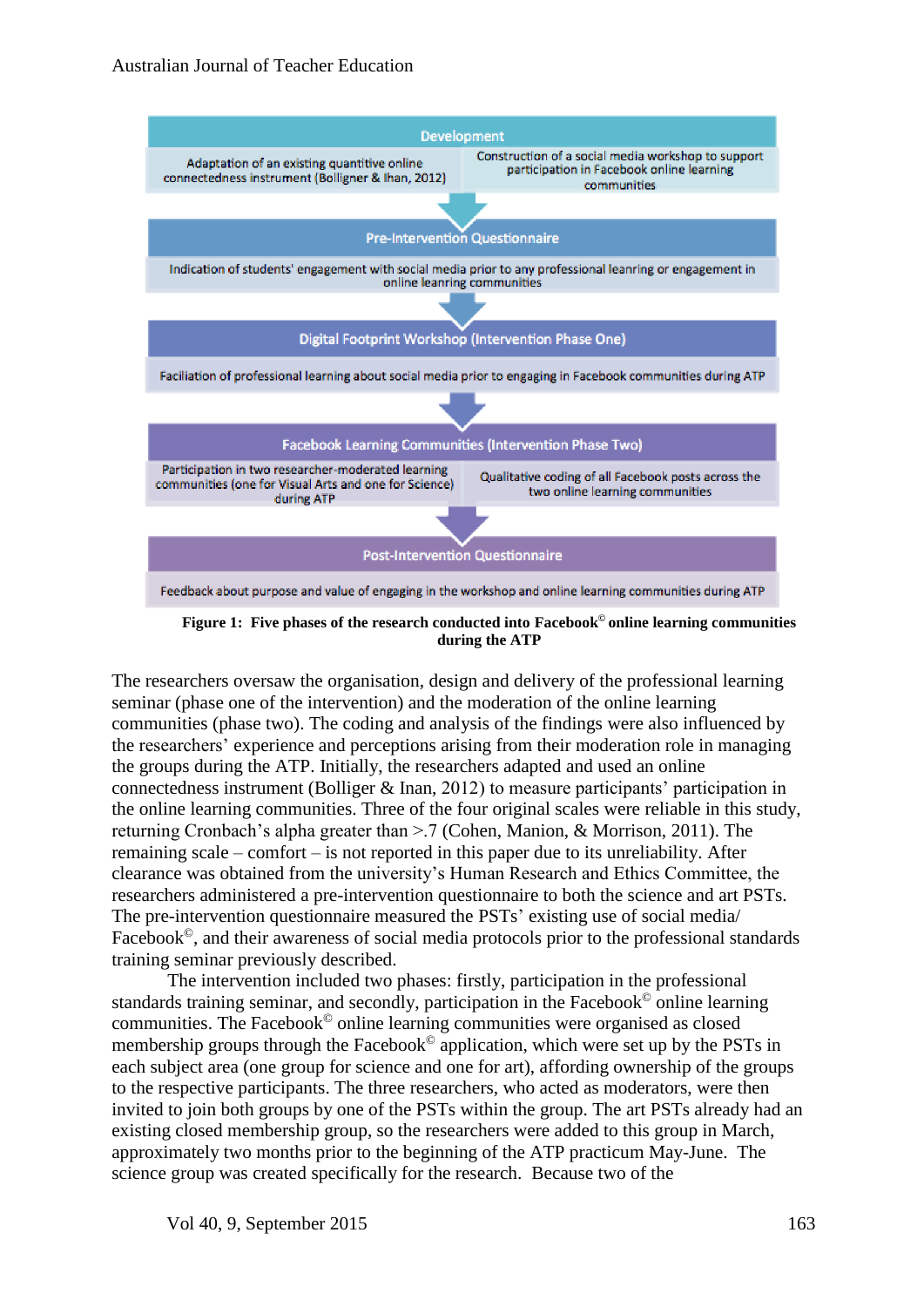**Development**

Adaptation of an existing quantitive online connectedness instrument (Bolligner & Ihan, 2012) | Construction of a social media workshop to support participation in Facebook online learning communities

**Pre-Intervention Questionnaire**

Indication of students' engagement with social media prior to any professional leanring or engagement in online leanring communities

**Digital Footprint Workshop (Intervention Phase One)**

Faciliation of professional learning about social media prior to engaging in Facebook communities during ATP

**Facebook Learning Communities (Intervention Phase Two)**

Participation in two researcher-moderated learning communities (one for Visual Arts and one for Science) during ATP | Qualitative coding of all Facebook posts across the two online learning communities

**Post-Intervention Questionnaire**

Feedback about purpose and value of engaging in the workshop and online learning communities during ATP

**Figure 1: Five phases of the research conducted into Facebook© online learning communities during the ATP**

The researchers oversaw the organisation, design and delivery of the professional learning seminar (phase one of the intervention) and the moderation of the online learning communities (phase two). The coding and analysis of the findings were also influenced by the researchers' experience and perceptions arising from their moderation role in managing the groups during the ATP. Initially, the researchers adapted and used an online connectedness instrument (Bolliger & Inan, 2012) to measure participants' participation in the online learning communities. Three of the four original scales were reliable in this study, returning Cronbach's alpha greater than >.7 (Cohen, Manion, & Morrison, 2011). The remaining scale – comfort – is not reported in this paper due to its unreliability. After clearance was obtained from the university's Human Research and Ethics Committee, the researchers administered a pre-intervention questionnaire to both the science and art PSTs. The pre-intervention questionnaire measured the PSTs' existing use of social media/ Facebook©, and their awareness of social media protocols prior to the professional standards training seminar previously described.

The intervention included two phases: firstly, participation in the professional standards training seminar, and secondly, participation in the Facebook© online learning communities. The Facebook© online learning communities were organised as closed membership groups through the Facebook© application, which were set up by the PSTs in each subject area (one group for science and one for art), affording ownership of the groups to the respective participants. The three researchers, who acted as moderators, were then invited to join both groups by one of the PSTs within the group. The art PSTs already had an existing closed membership group, so the researchers were added to this group in March, approximately two months prior to the beginning of the ATP practicum May-June. The science group was created specifically for the research. Because two of the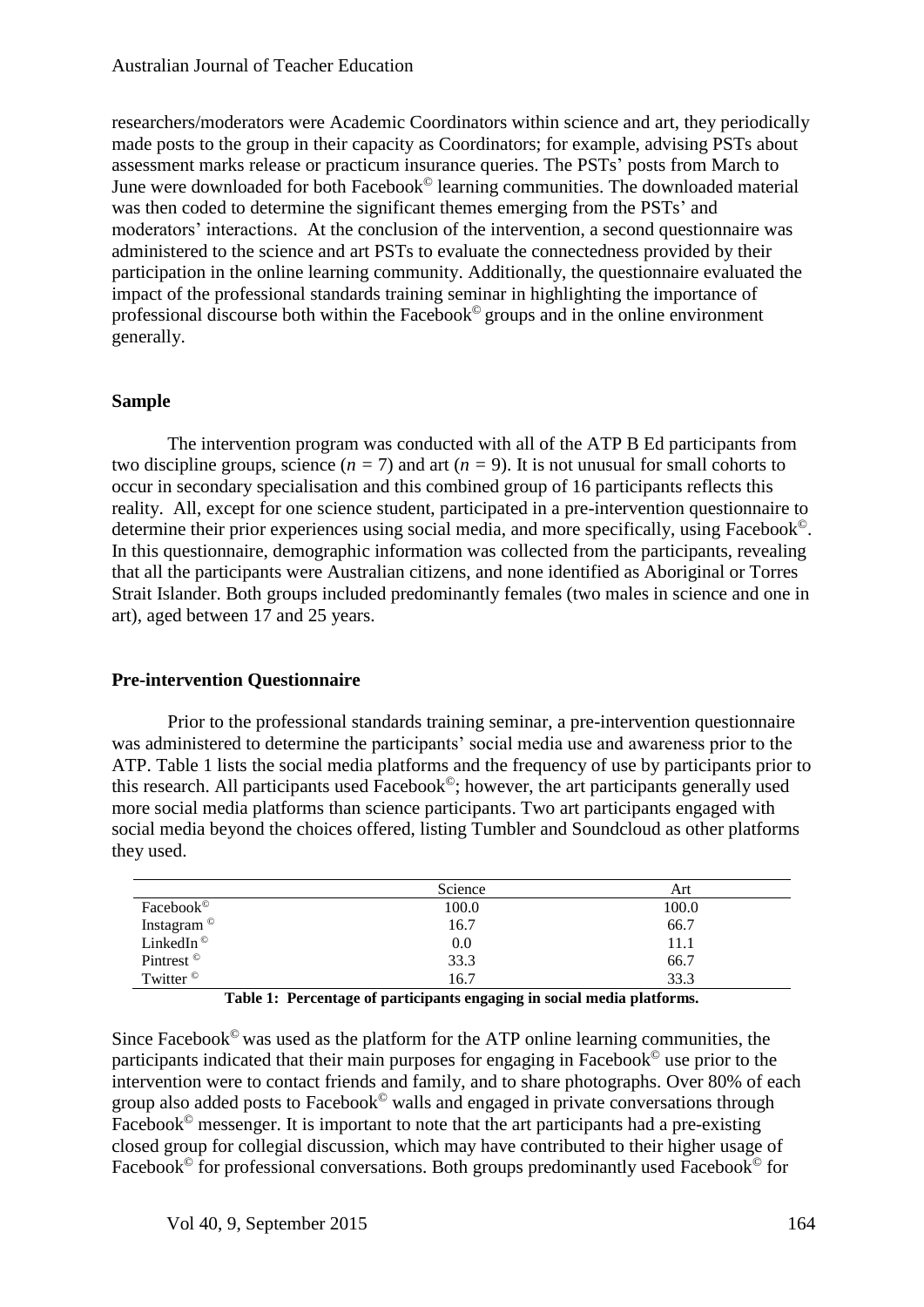researchers/moderators were Academic Coordinators within science and art, they periodically made posts to the group in their capacity as Coordinators; for example, advising PSTs about assessment marks release or practicum insurance queries. The PSTs' posts from March to June were downloaded for both Facebook© learning communities. The downloaded material was then coded to determine the significant themes emerging from the PSTs' and moderators' interactions. At the conclusion of the intervention, a second questionnaire was administered to the science and art PSTs to evaluate the connectedness provided by their participation in the online learning community. Additionally, the questionnaire evaluated the impact of the professional standards training seminar in highlighting the importance of professional discourse both within the Facebook© groups and in the online environment generally.

## Sample

The intervention program was conducted with all of the ATP B Ed participants from two discipline groups, science ($n = 7$) and art ($n = 9$). It is not unusual for small cohorts to occur in secondary specialisation and this combined group of 16 participants reflects this reality. All, except for one science student, participated in a pre-intervention questionnaire to determine their prior experiences using social media, and more specifically, using Facebook©. In this questionnaire, demographic information was collected from the participants, revealing that all the participants were Australian citizens, and none identified as Aboriginal or Torres Strait Islander. Both groups included predominantly females (two males in science and one in art), aged between 17 and 25 years.

## Pre-intervention Questionnaire

Prior to the professional standards training seminar, a pre-intervention questionnaire was administered to determine the participants' social media use and awareness prior to the ATP. Table 1 lists the social media platforms and the frequency of use by participants prior to this research. All participants used Facebook©; however, the art participants generally used more social media platforms than science participants. Two art participants engaged with social media beyond the choices offered, listing Tumbler and Soundcloud as other platforms they used.

| | Science | Art |
|---|---|---|
| Facebook© | 100.0 | 100.0 |
| Instagram © | 16.7 | 66.7 |
| LinkedIn © | 0.0 | 11.1 |
| Pintrest © | 33.3 | 66.7 |
| Twitter © | 16.7 | 33.3 |

**Table 1: Percentage of participants engaging in social media platforms.**

Since Facebook© was used as the platform for the ATP online learning communities, the participants indicated that their main purposes for engaging in Facebook© use prior to the intervention were to contact friends and family, and to share photographs. Over 80% of each group also added posts to Facebook© walls and engaged in private conversations through Facebook© messenger. It is important to note that the art participants had a pre-existing closed group for collegial discussion, which may have contributed to their higher usage of Facebook© for professional conversations. Both groups predominantly used Facebook© for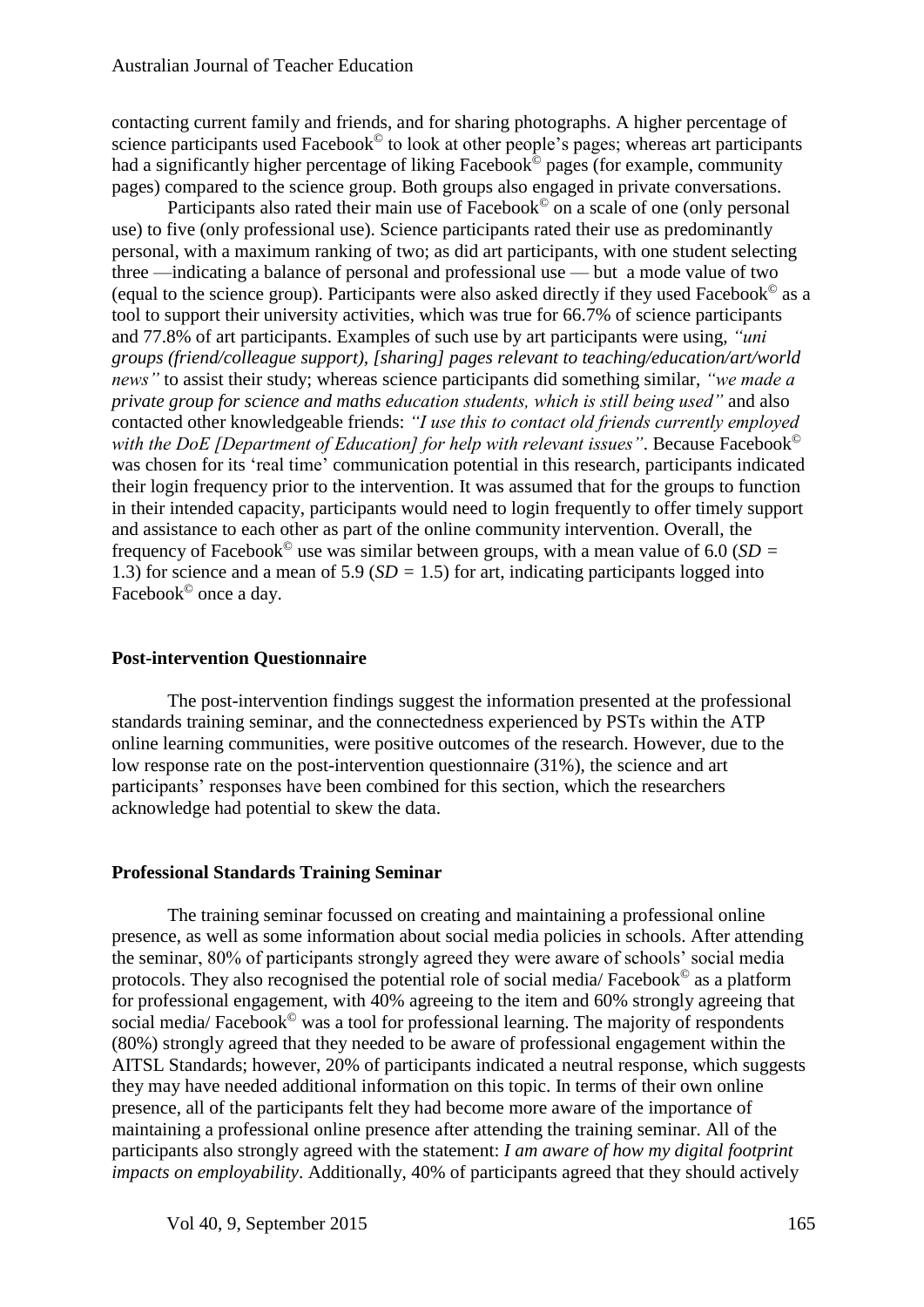contacting current family and friends, and for sharing photographs. A higher percentage of science participants used Facebook© to look at other people's pages; whereas art participants had a significantly higher percentage of liking Facebook© pages (for example, community pages) compared to the science group. Both groups also engaged in private conversations.

Participants also rated their main use of Facebook© on a scale of one (only personal use) to five (only professional use). Science participants rated their use as predominantly personal, with a maximum ranking of two; as did art participants, with one student selecting three —indicating a balance of personal and professional use — but a mode value of two (equal to the science group). Participants were also asked directly if they used Facebook© as a tool to support their university activities, which was true for 66.7% of science participants and 77.8% of art participants. Examples of such use by art participants were using, *"uni groups (friend/colleague support), [sharing] pages relevant to teaching/education/art/world news"* to assist their study; whereas science participants did something similar, *"we made a private group for science and maths education students, which is still being used"* and also contacted other knowledgeable friends: *"I use this to contact old friends currently employed with the DoE [Department of Education] for help with relevant issues"*. Because Facebook© was chosen for its 'real time' communication potential in this research, participants indicated their login frequency prior to the intervention. It was assumed that for the groups to function in their intended capacity, participants would need to login frequently to offer timely support and assistance to each other as part of the online community intervention. Overall, the frequency of Facebook© use was similar between groups, with a mean value of 6.0 ($SD$ = 1.3) for science and a mean of 5.9 ($SD$ = 1.5) for art, indicating participants logged into Facebook© once a day.

## Post-intervention Questionnaire

The post-intervention findings suggest the information presented at the professional standards training seminar, and the connectedness experienced by PSTs within the ATP online learning communities, were positive outcomes of the research. However, due to the low response rate on the post-intervention questionnaire (31%), the science and art participants' responses have been combined for this section, which the researchers acknowledge had potential to skew the data.

## Professional Standards Training Seminar

The training seminar focussed on creating and maintaining a professional online presence, as well as some information about social media policies in schools. After attending the seminar, 80% of participants strongly agreed they were aware of schools' social media protocols. They also recognised the potential role of social media/ Facebook© as a platform for professional engagement, with 40% agreeing to the item and 60% strongly agreeing that social media/ Facebook© was a tool for professional learning. The majority of respondents (80%) strongly agreed that they needed to be aware of professional engagement within the AITSL Standards; however, 20% of participants indicated a neutral response, which suggests they may have needed additional information on this topic. In terms of their own online presence, all of the participants felt they had become more aware of the importance of maintaining a professional online presence after attending the training seminar. All of the participants also strongly agreed with the statement: *I am aware of how my digital footprint impacts on employability*. Additionally, 40% of participants agreed that they should actively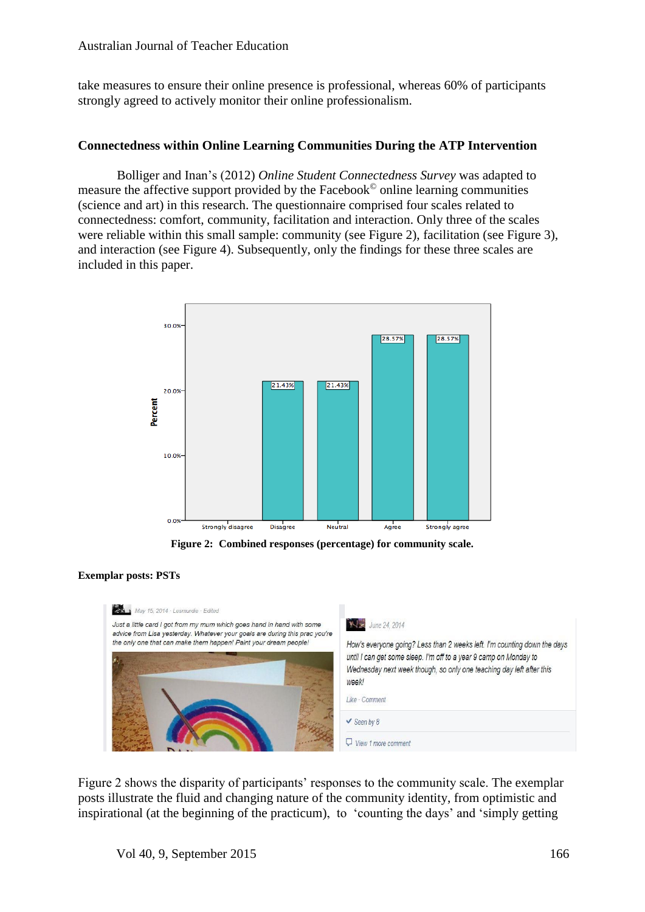take measures to ensure their online presence is professional, whereas 60% of participants strongly agreed to actively monitor their online professionalism.

## Connectedness within Online Learning Communities During the ATP Intervention

Bolliger and Inan's (2012) *Online Student Connectedness Survey* was adapted to measure the affective support provided by the Facebook© online learning communities (science and art) in this research. The questionnaire comprised four scales related to connectedness: comfort, community, facilitation and interaction. Only three of the scales were reliable within this small sample: community (see Figure 2), facilitation (see Figure 3), and interaction (see Figure 4). Subsequently, only the findings for these three scales are included in this paper.

**Figure 2: Combined responses (percentage) for community scale.**

**Exemplar posts: PSTs**

Figure 2 shows the disparity of participants' responses to the community scale. The exemplar posts illustrate the fluid and changing nature of the community identity, from optimistic and inspirational (at the beginning of the practicum), to 'counting the days' and 'simply getting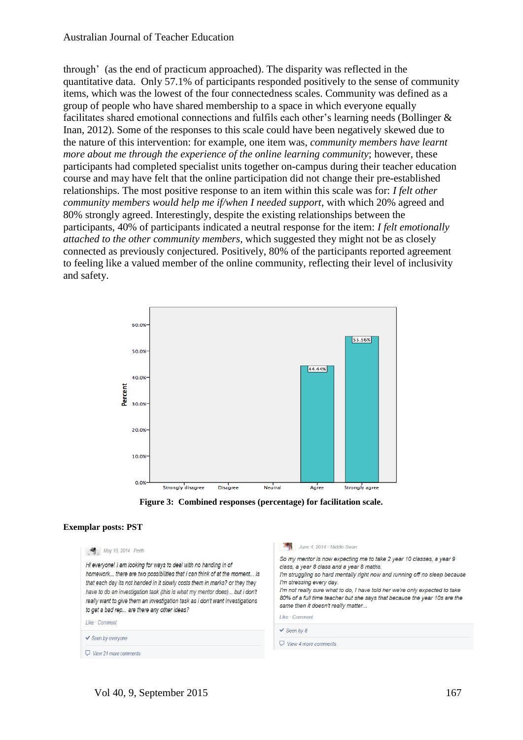through' (as the end of practicum approached). The disparity was reflected in the quantitative data. Only 57.1% of participants responded positively to the sense of community items, which was the lowest of the four connectedness scales. Community was defined as a group of people who have shared membership to a space in which everyone equally facilitates shared emotional connections and fulfils each other's learning needs (Bollinger & Inan, 2012). Some of the responses to this scale could have been negatively skewed due to the nature of this intervention: for example, one item was, *community members have learnt more about me through the experience of the online learning community*; however, these participants had completed specialist units together on-campus during their teacher education course and may have felt that the online participation did not change their pre-established relationships. The most positive response to an item within this scale was for: *I felt other community members would help me if/when I needed support*, with which 20% agreed and 80% strongly agreed. Interestingly, despite the existing relationships between the participants, 40% of participants indicated a neutral response for the item: *I felt emotionally attached to the other community members*, which suggested they might not be as closely connected as previously conjectured. Positively, 80% of the participants reported agreement to feeling like a valued member of the online community, reflecting their level of inclusivity and safety.

**Figure 3: Combined responses (percentage) for facilitation scale.**

**Exemplar posts: PST**

May 19, 2014 · Perth

*Hi everyone! I am looking for ways to deal with no handing in of homework... there are two possibilities that I can think of at the moment... is that each day its not handed in it slowly costs them in marks? or they they have to do an investigation task (this is what my mentor does)... but i don't really want to give them an investigation task as i don't want investigations to get a bad rep... are there any other ideas?*

Like · Comment

Seen by everyone

View 21 more comments

June 4, 2014 · Middle Swan

*So my mentor is now expecting me to take 2 year 10 classes, a year 9 class, a year 8 class and a year 8 maths.*
*I'm struggling so hard mentally right now and running off no sleep because I'm stressing every day.*
*I'm not really sure what to do, I have told her we're only expected to take 80% of a full time teacher but she says that because the year 10s are the same then it doesn't really matter...*

Like · Comment

Seen by 8

View 4 more comments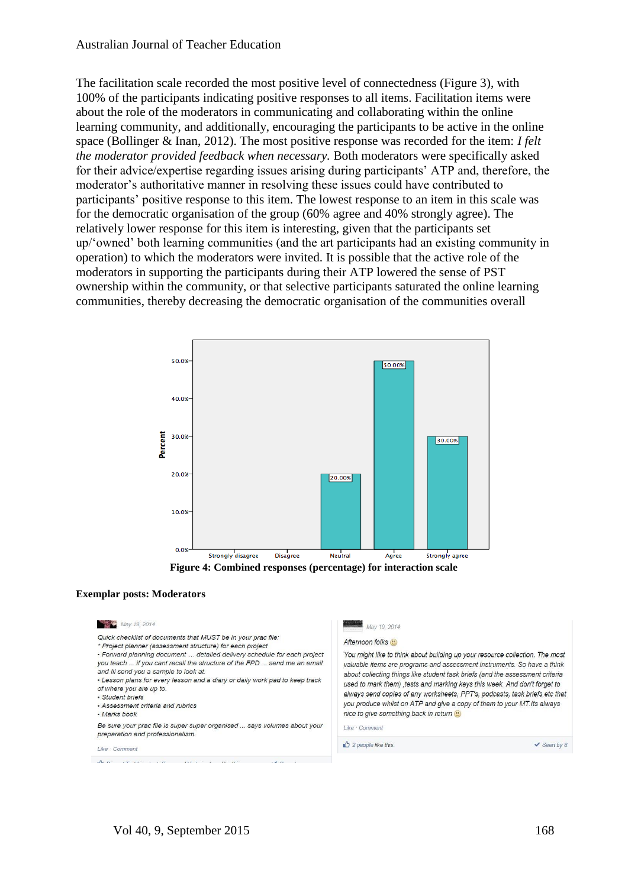The facilitation scale recorded the most positive level of connectedness (Figure 3), with 100% of the participants indicating positive responses to all items. Facilitation items were about the role of the moderators in communicating and collaborating within the online learning community, and additionally, encouraging the participants to be active in the online space (Bollinger & Inan, 2012). The most positive response was recorded for the item: *I felt the moderator provided feedback when necessary*. Both moderators were specifically asked for their advice/expertise regarding issues arising during participants' ATP and, therefore, the moderator's authoritative manner in resolving these issues could have contributed to participants' positive response to this item. The lowest response to an item in this scale was for the democratic organisation of the group (60% agree and 40% strongly agree). The relatively lower response for this item is interesting, given that the participants set up/'owned' both learning communities (and the art participants had an existing community in operation) to which the moderators were invited. It is possible that the active role of the moderators in supporting the participants during their ATP lowered the sense of PST ownership within the community, or that selective participants saturated the online learning communities, thereby decreasing the democratic organisation of the communities overall

**Figure 4: Combined responses (percentage) for interaction scale**

**Exemplar posts: Moderators**

May 19, 2014

*Quick checklist of documents that MUST be in your prac file:*
*\* Project planner (assessment structure) for each project*
*• Forward planning document ... detailed delivery schedule for each project you teach ... if you cant recall the structure of the FPD ... send me an email and Ill send you a sample to look at.*
*• Lesson plans for every lesson and a diary or daily work pad to keep track of where you are up to.*
*• Student briefs*
*• Assessment criteria and rubrics*
*• Marks book*
*Be sure your prac file is super super organised ... says volumes about your preparation and professionalism.*

May 19, 2014

*Afternoon folks* 🙂
*You might like to think about building up your resource collection. The most valuable items are programs and assessment instruments. So have a think about collecting things like student task briefs (and the assessment criteria used to mark them) ,tests and marking keys this week. And don't forget to always send copies of any worksheets, PPT's, podcasts, task briefs etc that you produce whilst on ATP and give a copy of them to your MT.Its always nice to give something back in return* 🙂

2 people like this. Seen by 8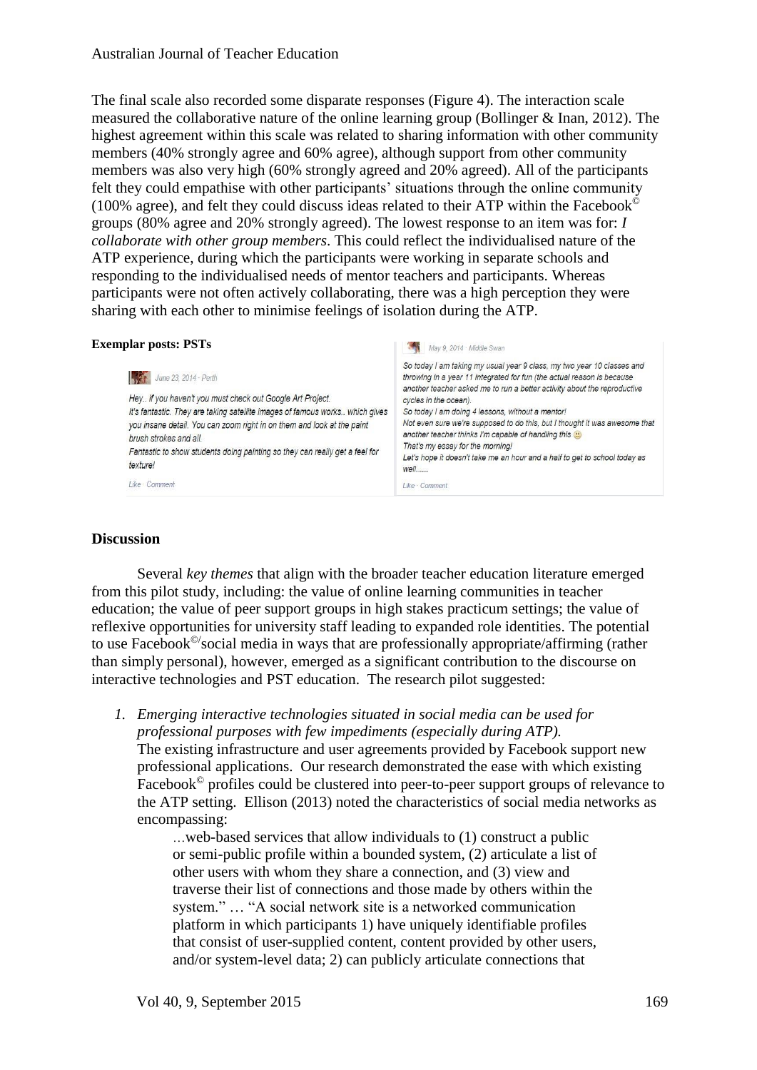The final scale also recorded some disparate responses (Figure 4). The interaction scale measured the collaborative nature of the online learning group (Bollinger & Inan, 2012). The highest agreement within this scale was related to sharing information with other community members (40% strongly agree and 60% agree), although support from other community members was also very high (60% strongly agreed and 20% agreed). All of the participants felt they could empathise with other participants' situations through the online community (100% agree), and felt they could discuss ideas related to their ATP within the Facebook© groups (80% agree and 20% strongly agreed). The lowest response to an item was for: *I collaborate with other group members*. This could reflect the individualised nature of the ATP experience, during which the participants were working in separate schools and responding to the individualised needs of mentor teachers and participants. Whereas participants were not often actively collaborating, there was a high perception they were sharing with each other to minimise feelings of isolation during the ATP.

**Exemplar posts: PSTs**

June 23, 2014 · Perth

*Hey.. if you haven't you must check out Google Art Project.*
*It's fantastic. They are taking satellite images of famous works.. which gives you insane detail. You can zoom right in on them and look at the paint brush strokes and all.*
*Fantastic to show students doing painting so they can really get a feel for texture!*

Like · Comment

May 9, 2014 · Middle Swan

*So today I am taking my usual year 9 class, my two year 10 classes and throwing in a year 11 integrated for fun (the actual reason is because another teacher asked me to run a better activity about the reproductive cycles in the ocean).*
*So today I am doing 4 lessons, without a mentor!*
*Not even sure we're supposed to do this, but I thought it was awesome that another teacher thinks I'm capable of handling this :)*
*That's my essay for the morning!*
*Let's hope it doesn't take me an hour and a half to get to school today as well......*

Like · Comment

## Discussion

Several *key themes* that align with the broader teacher education literature emerged from this pilot study, including: the value of online learning communities in teacher education; the value of peer support groups in high stakes practicum settings; the value of reflexive opportunities for university staff leading to expanded role identities. The potential to use Facebook©/social media in ways that are professionally appropriate/affirming (rather than simply personal), however, emerged as a significant contribution to the discourse on interactive technologies and PST education. The research pilot suggested:

1. *Emerging interactive technologies situated in social media can be used for professional purposes with few impediments (especially during ATP).*
   The existing infrastructure and user agreements provided by Facebook support new professional applications. Our research demonstrated the ease with which existing Facebook© profiles could be clustered into peer-to-peer support groups of relevance to the ATP setting. Ellison (2013) noted the characteristics of social media networks as encompassing:

   > …web-based services that allow individuals to (1) construct a public or semi-public profile within a bounded system, (2) articulate a list of other users with whom they share a connection, and (3) view and traverse their list of connections and those made by others within the system." … "A social network site is a networked communication platform in which participants 1) have uniquely identifiable profiles that consist of user-supplied content, content provided by other users, and/or system-level data; 2) can publicly articulate connections that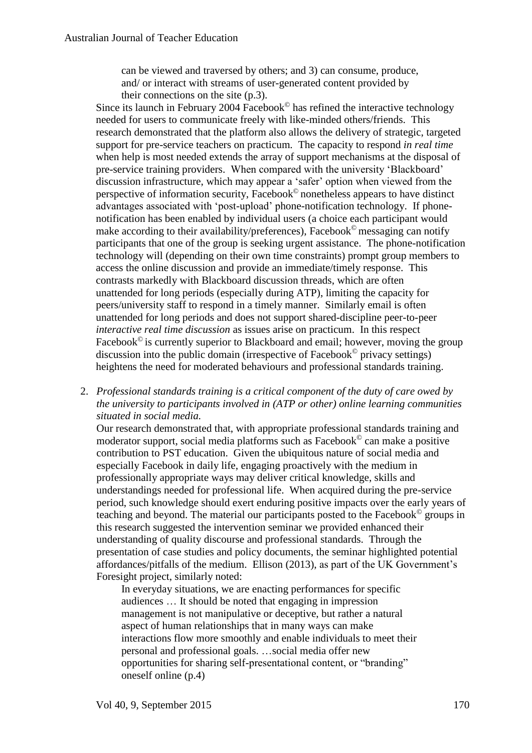can be viewed and traversed by others; and 3) can consume, produce, and/ or interact with streams of user-generated content provided by their connections on the site (p.3).

Since its launch in February 2004 Facebook© has refined the interactive technology needed for users to communicate freely with like-minded others/friends. This research demonstrated that the platform also allows the delivery of strategic, targeted support for pre-service teachers on practicum. The capacity to respond *in real time* when help is most needed extends the array of support mechanisms at the disposal of pre-service training providers. When compared with the university 'Blackboard' discussion infrastructure, which may appear a 'safer' option when viewed from the perspective of information security, Facebook© nonetheless appears to have distinct advantages associated with 'post-upload' phone-notification technology. If phone-notification has been enabled by individual users (a choice each participant would make according to their availability/preferences), Facebook© messaging can notify participants that one of the group is seeking urgent assistance. The phone-notification technology will (depending on their own time constraints) prompt group members to access the online discussion and provide an immediate/timely response. This contrasts markedly with Blackboard discussion threads, which are often unattended for long periods (especially during ATP), limiting the capacity for peers/university staff to respond in a timely manner. Similarly email is often unattended for long periods and does not support shared-discipline peer-to-peer *interactive real time discussion* as issues arise on practicum. In this respect Facebook© is currently superior to Blackboard and email; however, moving the group discussion into the public domain (irrespective of Facebook© privacy settings) heightens the need for moderated behaviours and professional standards training.

2. *Professional standards training is a critical component of the duty of care owed by the university to participants involved in (ATP or other) online learning communities situated in social media.*

   Our research demonstrated that, with appropriate professional standards training and moderator support, social media platforms such as Facebook© can make a positive contribution to PST education. Given the ubiquitous nature of social media and especially Facebook in daily life, engaging proactively with the medium in professionally appropriate ways may deliver critical knowledge, skills and understandings needed for professional life. When acquired during the pre-service period, such knowledge should exert enduring positive impacts over the early years of teaching and beyond. The material our participants posted to the Facebook© groups in this research suggested the intervention seminar we provided enhanced their understanding of quality discourse and professional standards. Through the presentation of case studies and policy documents, the seminar highlighted potential affordances/pitfalls of the medium. Ellison (2013), as part of the UK Government's Foresight project, similarly noted:

   > In everyday situations, we are enacting performances for specific audiences … It should be noted that engaging in impression management is not manipulative or deceptive, but rather a natural aspect of human relationships that in many ways can make interactions flow more smoothly and enable individuals to meet their personal and professional goals. …social media offer new opportunities for sharing self-presentational content, or "branding" oneself online (p.4)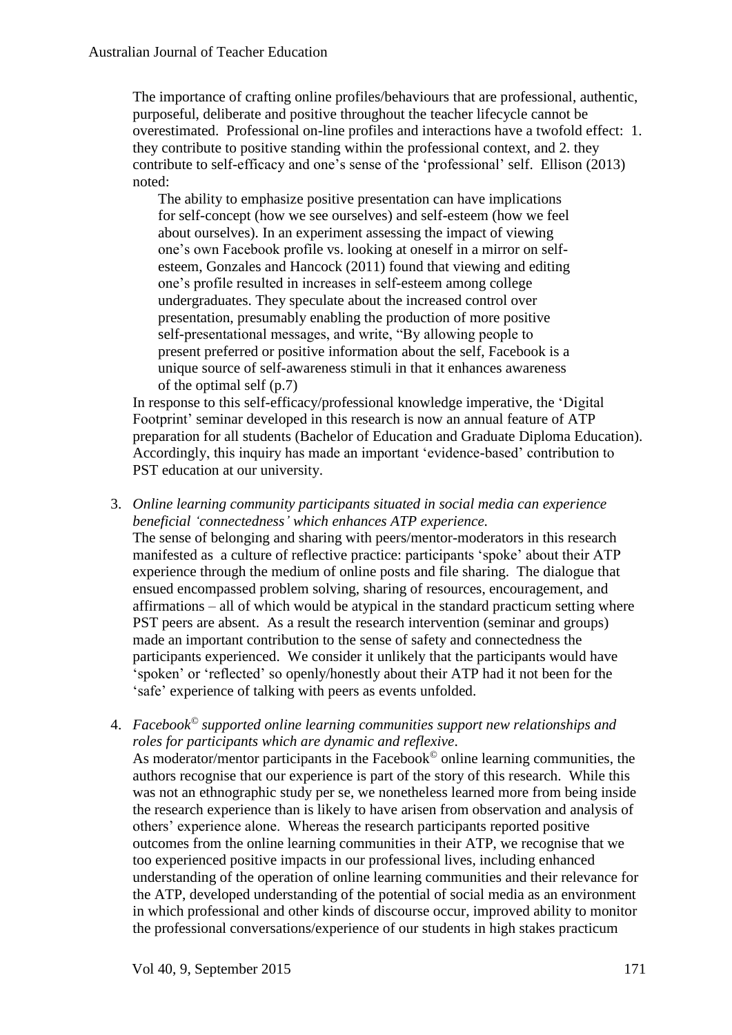The importance of crafting online profiles/behaviours that are professional, authentic, purposeful, deliberate and positive throughout the teacher lifecycle cannot be overestimated. Professional on-line profiles and interactions have a twofold effect: 1. they contribute to positive standing within the professional context, and 2. they contribute to self-efficacy and one's sense of the 'professional' self. Ellison (2013) noted:

> The ability to emphasize positive presentation can have implications for self-concept (how we see ourselves) and self-esteem (how we feel about ourselves). In an experiment assessing the impact of viewing one's own Facebook profile vs. looking at oneself in a mirror on self-esteem, Gonzales and Hancock (2011) found that viewing and editing one's profile resulted in increases in self-esteem among college undergraduates. They speculate about the increased control over presentation, presumably enabling the production of more positive self-presentational messages, and write, "By allowing people to present preferred or positive information about the self, Facebook is a unique source of self-awareness stimuli in that it enhances awareness of the optimal self (p.7)

In response to this self-efficacy/professional knowledge imperative, the 'Digital Footprint' seminar developed in this research is now an annual feature of ATP preparation for all students (Bachelor of Education and Graduate Diploma Education). Accordingly, this inquiry has made an important 'evidence-based' contribution to PST education at our university.

3. *Online learning community participants situated in social media can experience beneficial 'connectedness' which enhances ATP experience.*
   The sense of belonging and sharing with peers/mentor-moderators in this research manifested as a culture of reflective practice: participants 'spoke' about their ATP experience through the medium of online posts and file sharing. The dialogue that ensued encompassed problem solving, sharing of resources, encouragement, and affirmations – all of which would be atypical in the standard practicum setting where PST peers are absent. As a result the research intervention (seminar and groups) made an important contribution to the sense of safety and connectedness the participants experienced. We consider it unlikely that the participants would have 'spoken' or 'reflected' so openly/honestly about their ATP had it not been for the 'safe' experience of talking with peers as events unfolded.

4. *Facebook© supported online learning communities support new relationships and roles for participants which are dynamic and reflexive.*
   As moderator/mentor participants in the Facebook© online learning communities, the authors recognise that our experience is part of the story of this research. While this was not an ethnographic study per se, we nonetheless learned more from being inside the research experience than is likely to have arisen from observation and analysis of others' experience alone. Whereas the research participants reported positive outcomes from the online learning communities in their ATP, we recognise that we too experienced positive impacts in our professional lives, including enhanced understanding of the operation of online learning communities and their relevance for the ATP, developed understanding of the potential of social media as an environment in which professional and other kinds of discourse occur, improved ability to monitor the professional conversations/experience of our students in high stakes practicum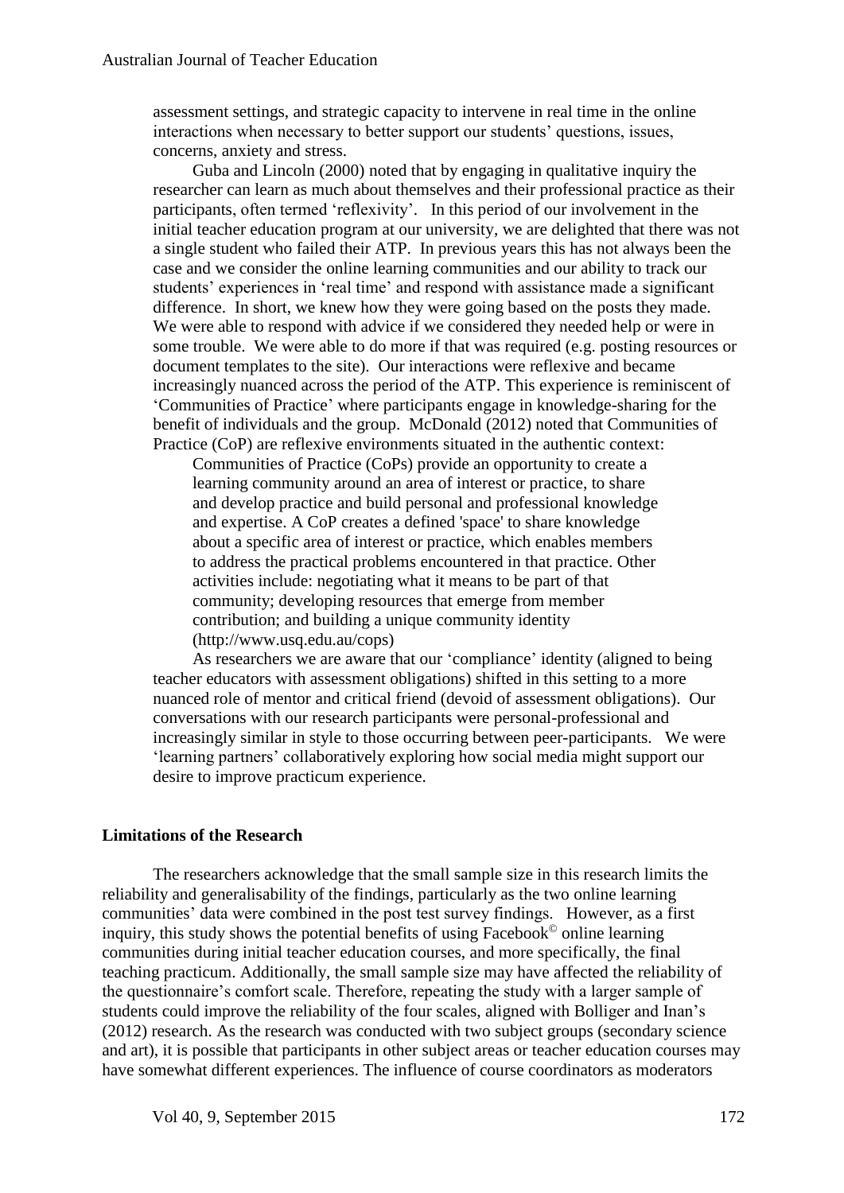assessment settings, and strategic capacity to intervene in real time in the online interactions when necessary to better support our students' questions, issues, concerns, anxiety and stress.

Guba and Lincoln (2000) noted that by engaging in qualitative inquiry the researcher can learn as much about themselves and their professional practice as their participants, often termed 'reflexivity'. In this period of our involvement in the initial teacher education program at our university, we are delighted that there was not a single student who failed their ATP. In previous years this has not always been the case and we consider the online learning communities and our ability to track our students' experiences in 'real time' and respond with assistance made a significant difference. In short, we knew how they were going based on the posts they made. We were able to respond with advice if we considered they needed help or were in some trouble. We were able to do more if that was required (e.g. posting resources or document templates to the site). Our interactions were reflexive and became increasingly nuanced across the period of the ATP. This experience is reminiscent of 'Communities of Practice' where participants engage in knowledge-sharing for the benefit of individuals and the group. McDonald (2012) noted that Communities of Practice (CoP) are reflexive environments situated in the authentic context:

> Communities of Practice (CoPs) provide an opportunity to create a learning community around an area of interest or practice, to share and develop practice and build personal and professional knowledge and expertise. A CoP creates a defined 'space' to share knowledge about a specific area of interest or practice, which enables members to address the practical problems encountered in that practice. Other activities include: negotiating what it means to be part of that community; developing resources that emerge from member contribution; and building a unique community identity (http://www.usq.edu.au/cops)

As researchers we are aware that our 'compliance' identity (aligned to being teacher educators with assessment obligations) shifted in this setting to a more nuanced role of mentor and critical friend (devoid of assessment obligations). Our conversations with our research participants were personal-professional and increasingly similar in style to those occurring between peer-participants. We were 'learning partners' collaboratively exploring how social media might support our desire to improve practicum experience.

## Limitations of the Research

The researchers acknowledge that the small sample size in this research limits the reliability and generalisability of the findings, particularly as the two online learning communities' data were combined in the post test survey findings. However, as a first inquiry, this study shows the potential benefits of using Facebook© online learning communities during initial teacher education courses, and more specifically, the final teaching practicum. Additionally, the small sample size may have affected the reliability of the questionnaire's comfort scale. Therefore, repeating the study with a larger sample of students could improve the reliability of the four scales, aligned with Bolliger and Inan's (2012) research. As the research was conducted with two subject groups (secondary science and art), it is possible that participants in other subject areas or teacher education courses may have somewhat different experiences. The influence of course coordinators as moderators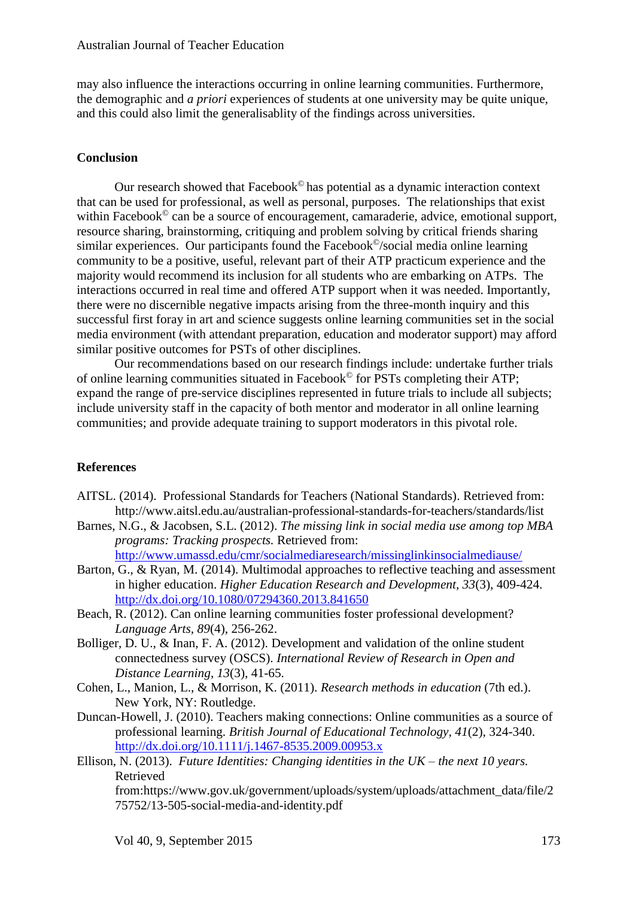may also influence the interactions occurring in online learning communities. Furthermore, the demographic and *a priori* experiences of students at one university may be quite unique, and this could also limit the generalisablity of the findings across universities.

## Conclusion

Our research showed that Facebook© has potential as a dynamic interaction context that can be used for professional, as well as personal, purposes. The relationships that exist within Facebook© can be a source of encouragement, camaraderie, advice, emotional support, resource sharing, brainstorming, critiquing and problem solving by critical friends sharing similar experiences. Our participants found the Facebook©/social media online learning community to be a positive, useful, relevant part of their ATP practicum experience and the majority would recommend its inclusion for all students who are embarking on ATPs. The interactions occurred in real time and offered ATP support when it was needed. Importantly, there were no discernible negative impacts arising from the three-month inquiry and this successful first foray in art and science suggests online learning communities set in the social media environment (with attendant preparation, education and moderator support) may afford similar positive outcomes for PSTs of other disciplines.

Our recommendations based on our research findings include: undertake further trials of online learning communities situated in Facebook© for PSTs completing their ATP; expand the range of pre-service disciplines represented in future trials to include all subjects; include university staff in the capacity of both mentor and moderator in all online learning communities; and provide adequate training to support moderators in this pivotal role.

## References

AITSL. (2014). Professional Standards for Teachers (National Standards). Retrieved from: http://www.aitsl.edu.au/australian-professional-standards-for-teachers/standards/list

Barnes, N.G., & Jacobsen, S.L. (2012). *The missing link in social media use among top MBA programs: Tracking prospects.* Retrieved from: http://www.umassd.edu/cmr/socialmediaresearch/missinglinkinsocialmediause/

Barton, G., & Ryan, M. (2014). Multimodal approaches to reflective teaching and assessment in higher education. *Higher Education Research and Development, 33*(3), 409-424. http://dx.doi.org/10.1080/07294360.2013.841650

Beach, R. (2012). Can online learning communities foster professional development? *Language Arts, 89*(4), 256-262.

Bolliger, D. U., & Inan, F. A. (2012). Development and validation of the online student connectedness survey (OSCS). *International Review of Research in Open and Distance Learning, 13*(3), 41-65.

Cohen, L., Manion, L., & Morrison, K. (2011). *Research methods in education* (7th ed.). New York, NY: Routledge.

Duncan-Howell, J. (2010). Teachers making connections: Online communities as a source of professional learning. *British Journal of Educational Technology, 41*(2), 324-340. http://dx.doi.org/10.1111/j.1467-8535.2009.00953.x

Ellison, N. (2013). *Future Identities: Changing identities in the UK – the next 10 years.* Retrieved from:https://www.gov.uk/government/uploads/system/uploads/attachment_data/file/275752/13-505-social-media-and-identity.pdf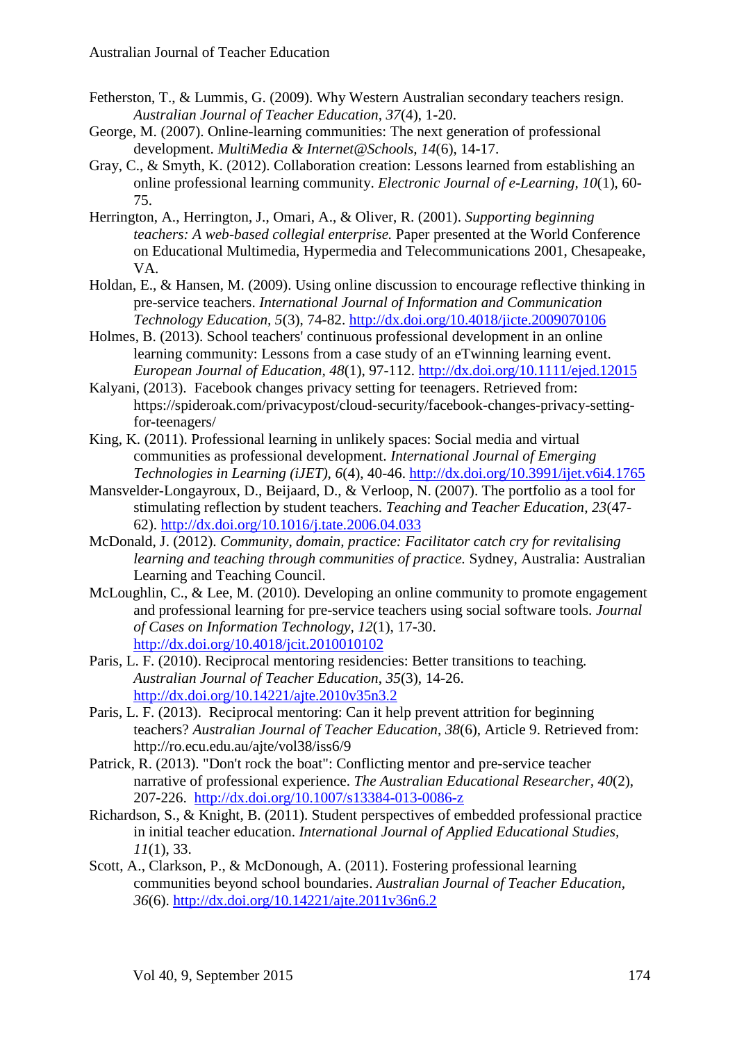Fetherston, T., & Lummis, G. (2009). Why Western Australian secondary teachers resign. *Australian Journal of Teacher Education, 37*(4), 1-20.

George, M. (2007). Online-learning communities: The next generation of professional development. *MultiMedia & Internet@Schools, 14*(6), 14-17.

Gray, C., & Smyth, K. (2012). Collaboration creation: Lessons learned from establishing an online professional learning community. *Electronic Journal of e-Learning, 10*(1), 60-75.

Herrington, A., Herrington, J., Omari, A., & Oliver, R. (2001). *Supporting beginning teachers: A web-based collegial enterprise.* Paper presented at the World Conference on Educational Multimedia, Hypermedia and Telecommunications 2001, Chesapeake, VA.

Holdan, E., & Hansen, M. (2009). Using online discussion to encourage reflective thinking in pre-service teachers. *International Journal of Information and Communication Technology Education, 5*(3), 74-82. http://dx.doi.org/10.4018/jicte.2009070106

Holmes, B. (2013). School teachers' continuous professional development in an online learning community: Lessons from a case study of an eTwinning learning event. *European Journal of Education, 48*(1), 97-112. http://dx.doi.org/10.1111/ejed.12015

Kalyani, (2013). Facebook changes privacy setting for teenagers. Retrieved from: https://spideroak.com/privacypost/cloud-security/facebook-changes-privacy-setting-for-teenagers/

King, K. (2011). Professional learning in unlikely spaces: Social media and virtual communities as professional development. *International Journal of Emerging Technologies in Learning (iJET), 6*(4), 40-46. http://dx.doi.org/10.3991/ijet.v6i4.1765

Mansvelder-Longayroux, D., Beijaard, D., & Verloop, N. (2007). The portfolio as a tool for stimulating reflection by student teachers. *Teaching and Teacher Education, 23*(47-62). http://dx.doi.org/10.1016/j.tate.2006.04.033

McDonald, J. (2012). *Community, domain, practice: Facilitator catch cry for revitalising learning and teaching through communities of practice.* Sydney, Australia: Australian Learning and Teaching Council.

McLoughlin, C., & Lee, M. (2010). Developing an online community to promote engagement and professional learning for pre-service teachers using social software tools. *Journal of Cases on Information Technology, 12*(1), 17-30. http://dx.doi.org/10.4018/jcit.2010010102

Paris, L. F. (2010). Reciprocal mentoring residencies: Better transitions to teaching. *Australian Journal of Teacher Education, 35*(3), 14-26. http://dx.doi.org/10.14221/ajte.2010v35n3.2

Paris, L. F. (2013). Reciprocal mentoring: Can it help prevent attrition for beginning teachers? *Australian Journal of Teacher Education*, *38*(6), Article 9. Retrieved from: http://ro.ecu.edu.au/ajte/vol38/iss6/9

Patrick, R. (2013). "Don't rock the boat": Conflicting mentor and pre-service teacher narrative of professional experience. *The Australian Educational Researcher, 40*(2), 207-226. http://dx.doi.org/10.1007/s13384-013-0086-z

Richardson, S., & Knight, B. (2011). Student perspectives of embedded professional practice in initial teacher education. *International Journal of Applied Educational Studies, 11*(1), 33.

Scott, A., Clarkson, P., & McDonough, A. (2011). Fostering professional learning communities beyond school boundaries. *Australian Journal of Teacher Education, 36*(6). http://dx.doi.org/10.14221/ajte.2011v36n6.2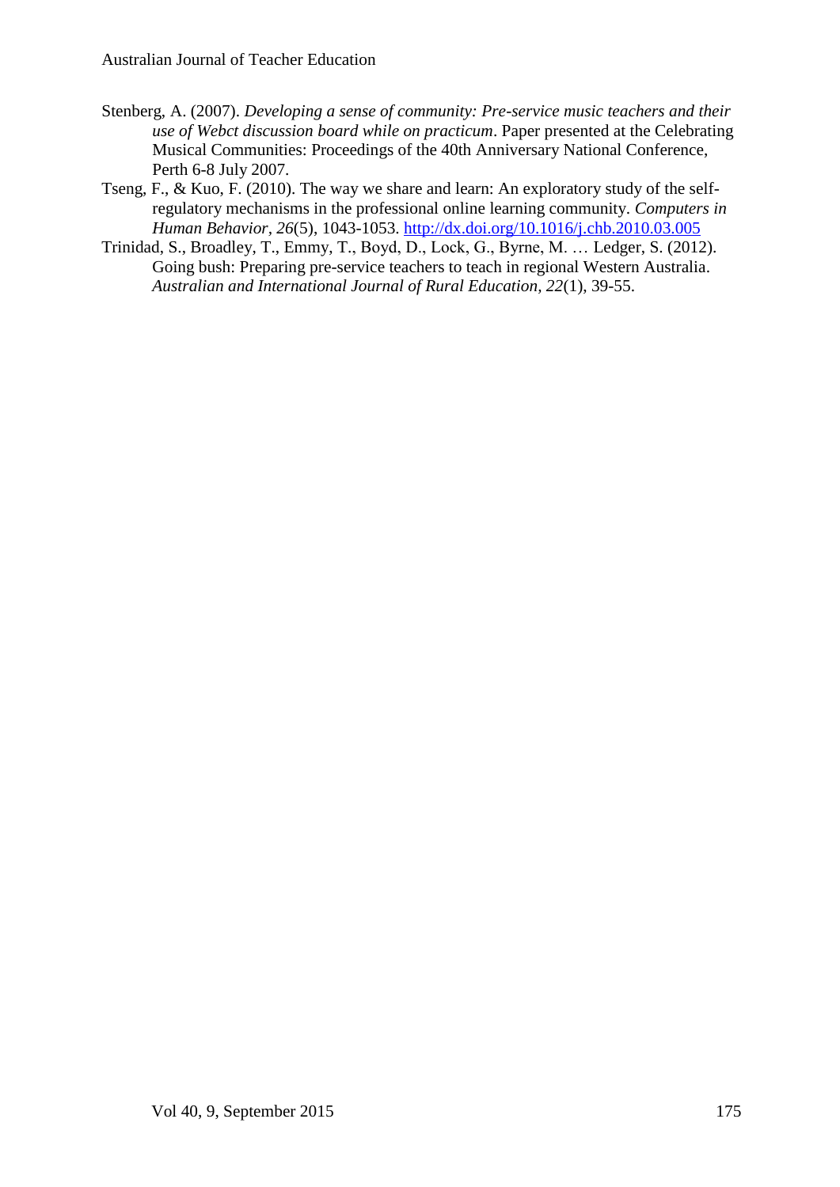Stenberg, A. (2007). *Developing a sense of community: Pre-service music teachers and their use of Webct discussion board while on practicum*. Paper presented at the Celebrating Musical Communities: Proceedings of the 40th Anniversary National Conference, Perth 6-8 July 2007.

Tseng, F., & Kuo, F. (2010). The way we share and learn: An exploratory study of the self-regulatory mechanisms in the professional online learning community. *Computers in Human Behavior*, *26*(5), 1043-1053. http://dx.doi.org/10.1016/j.chb.2010.03.005

Trinidad, S., Broadley, T., Emmy, T., Boyd, D., Lock, G., Byrne, M. … Ledger, S. (2012). Going bush: Preparing pre-service teachers to teach in regional Western Australia. *Australian and International Journal of Rural Education, 22*(1), 39-55.